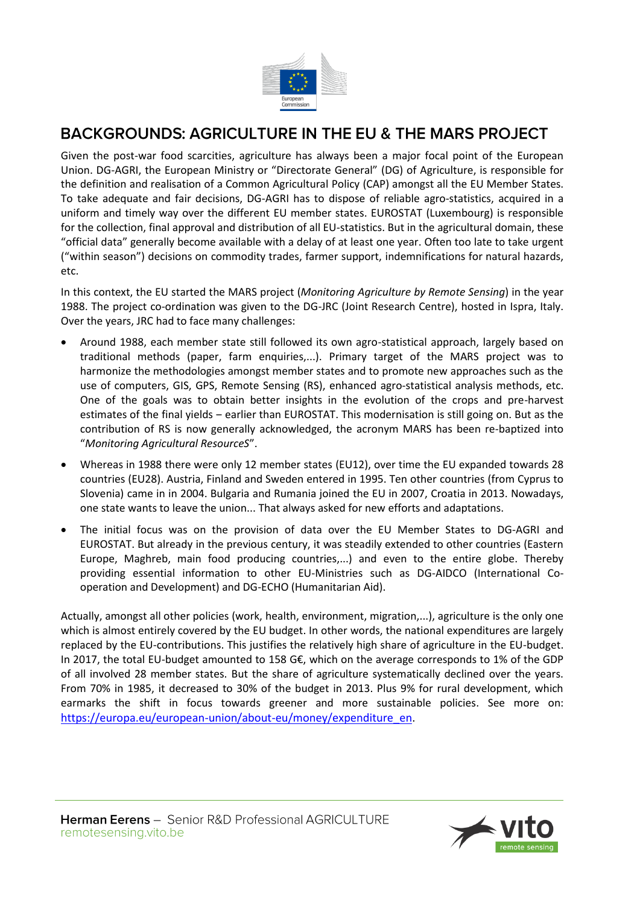# BACKGROUNDS: AGRICULTURE IN THE EU & THE MARS PROJECT

Given the post-war food scarcities, agriculture has always been a major focal point of the European Union. DG-AGRI, the European Ministry or "Directorate General" (DG) of Agriculture, is responsible for the definition and realisation of a Common Agricultural Policy (CAP) amongst all the EU Member States. To take adequate and fair decisions, DG-AGRI has to dispose of reliable agro-statistics, acquired in a uniform and timely way over the different EU member states. EUROSTAT (Luxembourg) is responsible for the collection, final approval and distribution of all EU-statistics. But in the agricultural domain, these "official data" generally become available with a delay of at least one year. Often too late to take urgent ("within season") decisions on commodity trades, farmer support, indemnifications for natural hazards, etc.

In this context, the EU started the MARS project (*Monitoring Agriculture by Remote Sensing*) in the year 1988. The project co-ordination was given to the DG-JRC (Joint Research Centre), hosted in Ispra, Italy. Over the years, JRC had to face many challenges:

- Around 1988, each member state still followed its own agro-statistical approach, largely based on traditional methods (paper, farm enquiries,...). Primary target of the MARS project was to harmonize the methodologies amongst member states and to promote new approaches such as the use of computers, GIS, GPS, Remote Sensing (RS), enhanced agro-statistical analysis methods, etc. One of the goals was to obtain better insights in the evolution of the crops and pre-harvest estimates of the final yields – earlier than EUROSTAT. This modernisation is still going on. But as the contribution of RS is now generally acknowledged, the acronym MARS has been re-baptized into "*Monitoring Agricultural ResourceS*".
- Whereas in 1988 there were only 12 member states (EU12), over time the EU expanded towards 28 countries (EU28). Austria, Finland and Sweden entered in 1995. Ten other countries (from Cyprus to Slovenia) came in in 2004. Bulgaria and Rumania joined the EU in 2007, Croatia in 2013. Nowadays, one state wants to leave the union... That always asked for new efforts and adaptations.
- The initial focus was on the provision of data over the EU Member States to DG-AGRI and EUROSTAT. But already in the previous century, it was steadily extended to other countries (Eastern Europe, Maghreb, main food producing countries,...) and even to the entire globe. Thereby providing essential information to other EU-Ministries such as DG-AIDCO (International Co-operation and Development) and DG-ECHO (Humanitarian Aid).

Actually, amongst all other policies (work, health, environment, migration,...), agriculture is the only one which is almost entirely covered by the EU budget. In other words, the national expenditures are largely replaced by the EU-contributions. This justifies the relatively high share of agriculture in the EU-budget. In 2017, the total EU-budget amounted to 158 G€, which on the average corresponds to 1% of the GDP of all involved 28 member states. But the share of agriculture systematically declined over the years. From 70% in 1985, it decreased to 30% of the budget in 2013. Plus 9% for rural development, which earmarks the shift in focus towards greener and more sustainable policies. See more on: https://europa.eu/european-union/about-eu/money/expenditure_en.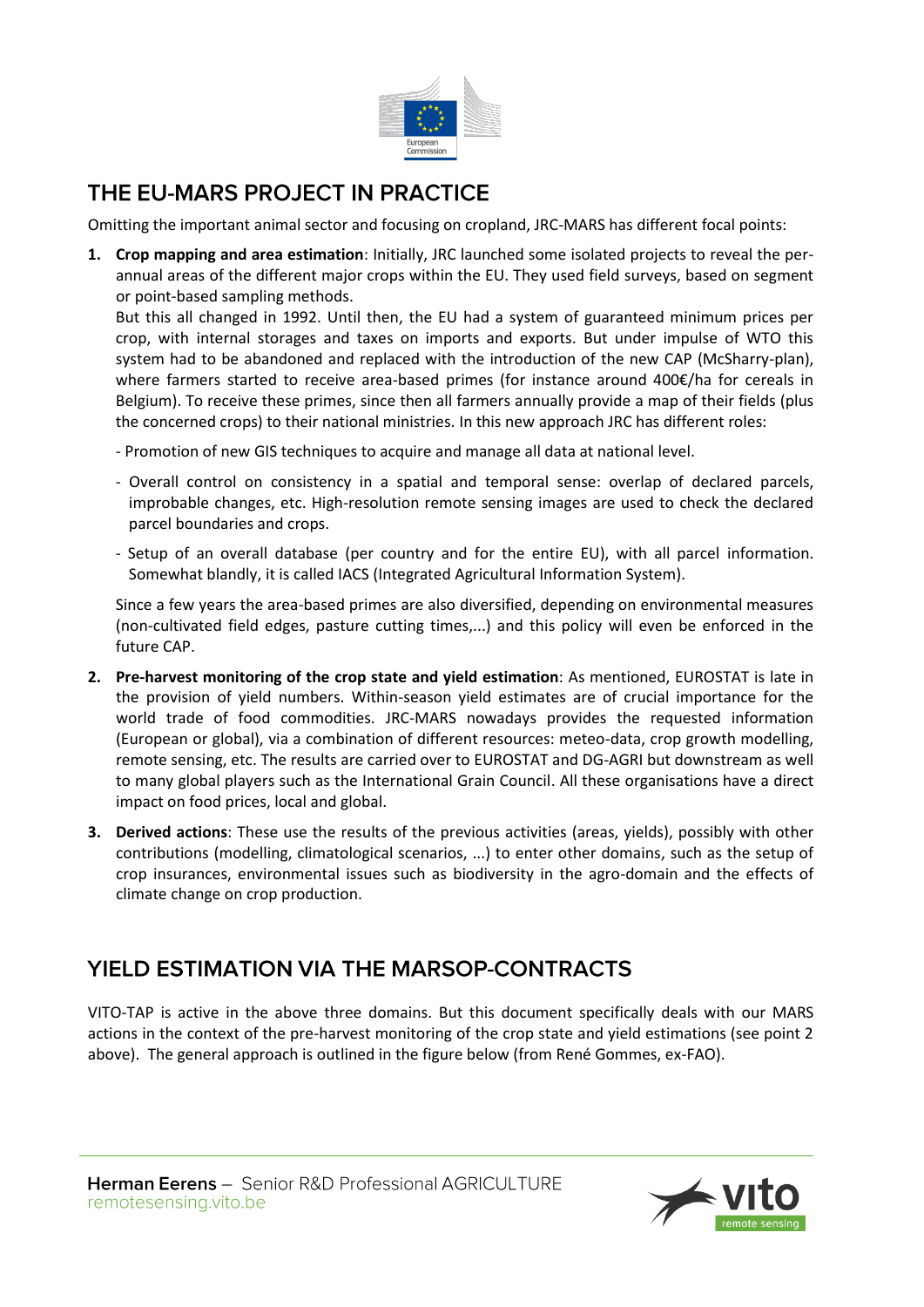## THE EU-MARS PROJECT IN PRACTICE

Omitting the important animal sector and focusing on cropland, JRC-MARS has different focal points:

1. **Crop mapping and area estimation**: Initially, JRC launched some isolated projects to reveal the per-annual areas of the different major crops within the EU. They used field surveys, based on segment or point-based sampling methods.
   But this all changed in 1992. Until then, the EU had a system of guaranteed minimum prices per crop, with internal storages and taxes on imports and exports. But under impulse of WTO this system had to be abandoned and replaced with the introduction of the new CAP (McSharry-plan), where farmers started to receive area-based primes (for instance around 400€/ha for cereals in Belgium). To receive these primes, since then all farmers annually provide a map of their fields (plus the concerned crops) to their national ministries. In this new approach JRC has different roles:

   - Promotion of new GIS techniques to acquire and manage all data at national level.
   - Overall control on consistency in a spatial and temporal sense: overlap of declared parcels, improbable changes, etc. High-resolution remote sensing images are used to check the declared parcel boundaries and crops.
   - Setup of an overall database (per country and for the entire EU), with all parcel information. Somewhat blandly, it is called IACS (Integrated Agricultural Information System).

   Since a few years the area-based primes are also diversified, depending on environmental measures (non-cultivated field edges, pasture cutting times,...) and this policy will even be enforced in the future CAP.

2. **Pre-harvest monitoring of the crop state and yield estimation**: As mentioned, EUROSTAT is late in the provision of yield numbers. Within-season yield estimates are of crucial importance for the world trade of food commodities. JRC-MARS nowadays provides the requested information (European or global), via a combination of different resources: meteo-data, crop growth modelling, remote sensing, etc. The results are carried over to EUROSTAT and DG-AGRI but downstream as well to many global players such as the International Grain Council. All these organisations have a direct impact on food prices, local and global.

3. **Derived actions**: These use the results of the previous activities (areas, yields), possibly with other contributions (modelling, climatological scenarios, ...) to enter other domains, such as the setup of crop insurances, environmental issues such as biodiversity in the agro-domain and the effects of climate change on crop production.

## YIELD ESTIMATION VIA THE MARSOP-CONTRACTS

VITO-TAP is active in the above three domains. But this document specifically deals with our MARS actions in the context of the pre-harvest monitoring of the crop state and yield estimations (see point 2 above). The general approach is outlined in the figure below (from René Gommes, ex-FAO).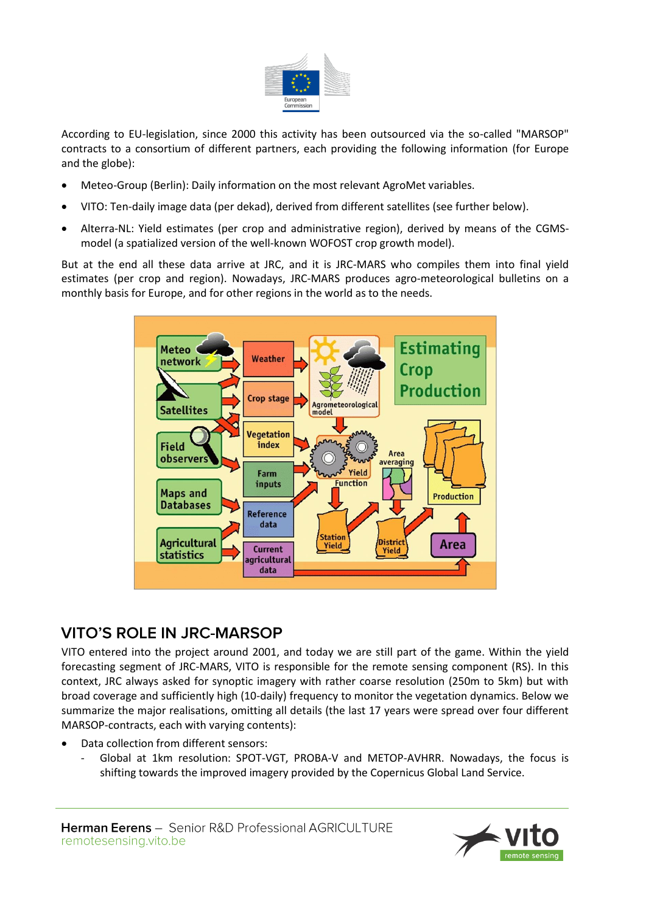According to EU-legislation, since 2000 this activity has been outsourced via the so-called "MARSOP" contracts to a consortium of different partners, each providing the following information (for Europe and the globe):

- Meteo-Group (Berlin): Daily information on the most relevant AgroMet variables.
- VITO: Ten-daily image data (per dekad), derived from different satellites (see further below).
- Alterra-NL: Yield estimates (per crop and administrative region), derived by means of the CGMS-model (a spatialized version of the well-known WOFOST crop growth model).

But at the end all these data arrive at JRC, and it is JRC-MARS who compiles them into final yield estimates (per crop and region). Nowadays, JRC-MARS produces agro-meteorological bulletins on a monthly basis for Europe, and for other regions in the world as to the needs.

## VITO'S ROLE IN JRC-MARSOP

VITO entered into the project around 2001, and today we are still part of the game. Within the yield forecasting segment of JRC-MARS, VITO is responsible for the remote sensing component (RS). In this context, JRC always asked for synoptic imagery with rather coarse resolution (250m to 5km) but with broad coverage and sufficiently high (10-daily) frequency to monitor the vegetation dynamics. Below we summarize the major realisations, omitting all details (the last 17 years were spread over four different MARSOP-contracts, each with varying contents):

- Data collection from different sensors:
  - Global at 1km resolution: SPOT-VGT, PROBA-V and METOP-AVHRR. Nowadays, the focus is shifting towards the improved imagery provided by the Copernicus Global Land Service.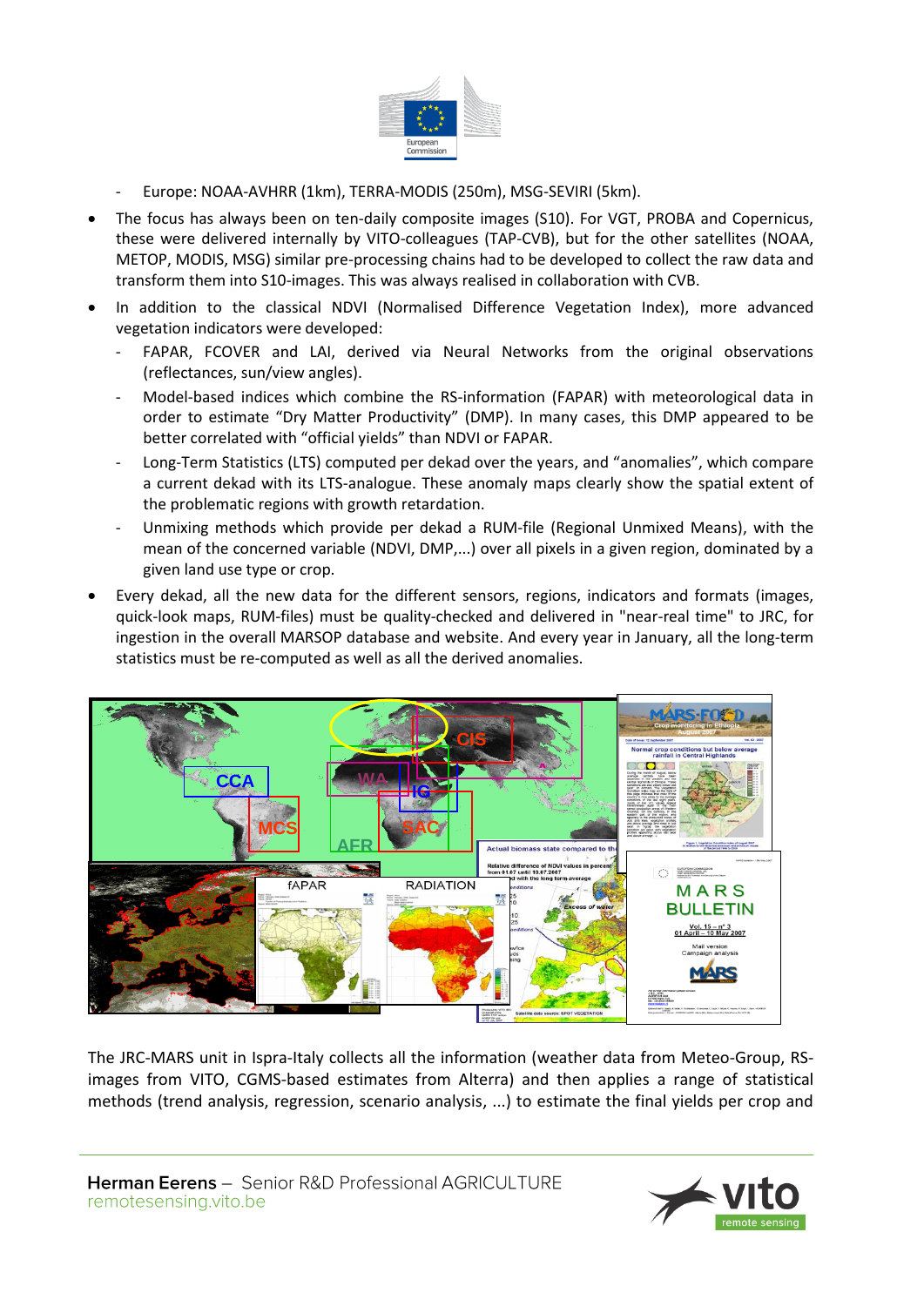- Europe: NOAA-AVHRR (1km), TERRA-MODIS (250m), MSG-SEVIRI (5km).

- The focus has always been on ten-daily composite images (S10). For VGT, PROBA and Copernicus, these were delivered internally by VITO-colleagues (TAP-CVB), but for the other satellites (NOAA, METOP, MODIS, MSG) similar pre-processing chains had to be developed to collect the raw data and transform them into S10-images. This was always realised in collaboration with CVB.
- In addition to the classical NDVI (Normalised Difference Vegetation Index), more advanced vegetation indicators were developed:
  - FAPAR, FCOVER and LAI, derived via Neural Networks from the original observations (reflectances, sun/view angles).
  - Model-based indices which combine the RS-information (FAPAR) with meteorological data in order to estimate "Dry Matter Productivity" (DMP). In many cases, this DMP appeared to be better correlated with "official yields" than NDVI or FAPAR.
  - Long-Term Statistics (LTS) computed per dekad over the years, and "anomalies", which compare a current dekad with its LTS-analogue. These anomaly maps clearly show the spatial extent of the problematic regions with growth retardation.
  - Unmixing methods which provide per dekad a RUM-file (Regional Unmixed Means), with the mean of the concerned variable (NDVI, DMP,...) over all pixels in a given region, dominated by a given land use type or crop.
- Every dekad, all the new data for the different sensors, regions, indicators and formats (images, quick-look maps, RUM-files) must be quality-checked and delivered in "near-real time" to JRC, for ingestion in the overall MARSOP database and website. And every year in January, all the long-term statistics must be re-computed as well as all the derived anomalies.

The JRC-MARS unit in Ispra-Italy collects all the information (weather data from Meteo-Group, RS-images from VITO, CGMS-based estimates from Alterra) and then applies a range of statistical methods (trend analysis, regression, scenario analysis, ...) to estimate the final yields per crop and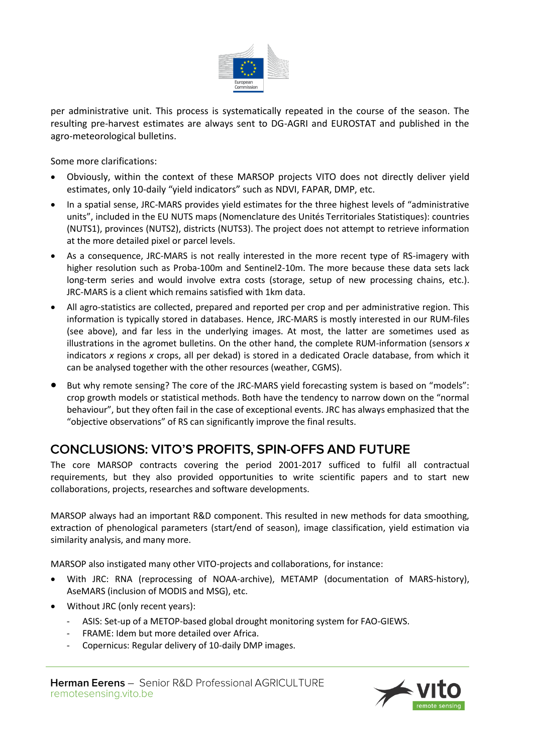per administrative unit. This process is systematically repeated in the course of the season. The resulting pre-harvest estimates are always sent to DG-AGRI and EUROSTAT and published in the agro-meteorological bulletins.

Some more clarifications:

- Obviously, within the context of these MARSOP projects VITO does not directly deliver yield estimates, only 10-daily "yield indicators" such as NDVI, FAPAR, DMP, etc.
- In a spatial sense, JRC-MARS provides yield estimates for the three highest levels of "administrative units", included in the EU NUTS maps (Nomenclature des Unités Territoriales Statistiques): countries (NUTS1), provinces (NUTS2), districts (NUTS3). The project does not attempt to retrieve information at the more detailed pixel or parcel levels.
- As a consequence, JRC-MARS is not really interested in the more recent type of RS-imagery with higher resolution such as Proba-100m and Sentinel2-10m. The more because these data sets lack long-term series and would involve extra costs (storage, setup of new processing chains, etc.). JRC-MARS is a client which remains satisfied with 1km data.
- All agro-statistics are collected, prepared and reported per crop and per administrative region. This information is typically stored in databases. Hence, JRC-MARS is mostly interested in our RUM-files (see above), and far less in the underlying images. At most, the latter are sometimes used as illustrations in the agromet bulletins. On the other hand, the complete RUM-information (sensors *x* indicators *x* regions *x* crops, all per dekad) is stored in a dedicated Oracle database, from which it can be analysed together with the other resources (weather, CGMS).
- But why remote sensing? The core of the JRC-MARS yield forecasting system is based on "models": crop growth models or statistical methods. Both have the tendency to narrow down on the "normal behaviour", but they often fail in the case of exceptional events. JRC has always emphasized that the "objective observations" of RS can significantly improve the final results.

## CONCLUSIONS: VITO'S PROFITS, SPIN-OFFS AND FUTURE

The core MARSOP contracts covering the period 2001-2017 sufficed to fulfil all contractual requirements, but they also provided opportunities to write scientific papers and to start new collaborations, projects, researches and software developments.

MARSOP always had an important R&D component. This resulted in new methods for data smoothing, extraction of phenological parameters (start/end of season), image classification, yield estimation via similarity analysis, and many more.

MARSOP also instigated many other VITO-projects and collaborations, for instance:

- With JRC: RNA (reprocessing of NOAA-archive), METAMP (documentation of MARS-history), AseMARS (inclusion of MODIS and MSG), etc.
- Without JRC (only recent years):
  - ASIS: Set-up of a METOP-based global drought monitoring system for FAO-GIEWS.
  - FRAME: Idem but more detailed over Africa.
  - Copernicus: Regular delivery of 10-daily DMP images.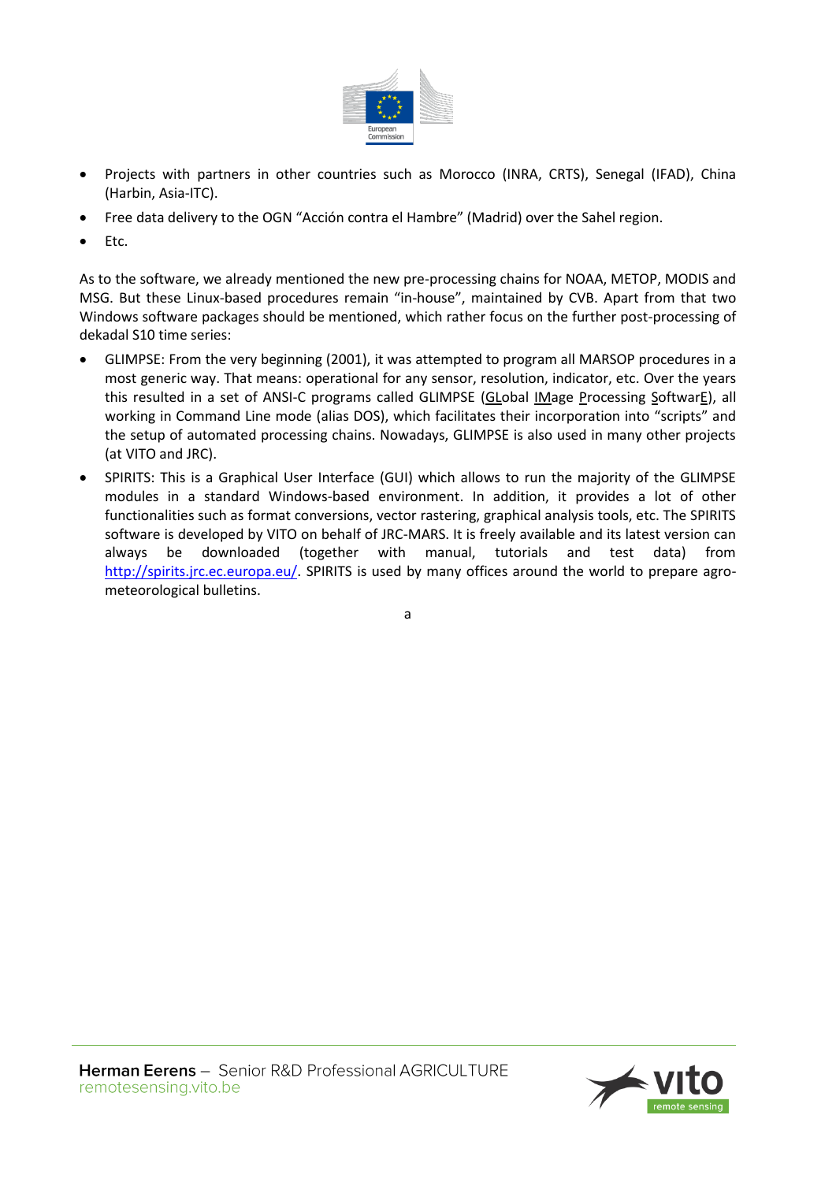- Projects with partners in other countries such as Morocco (INRA, CRTS), Senegal (IFAD), China (Harbin, Asia-ITC).
- Free data delivery to the OGN "Acción contra el Hambre" (Madrid) over the Sahel region.
- Etc.

As to the software, we already mentioned the new pre-processing chains for NOAA, METOP, MODIS and MSG. But these Linux-based procedures remain "in-house", maintained by CVB. Apart from that two Windows software packages should be mentioned, which rather focus on the further post-processing of dekadal S10 time series:

- GLIMPSE: From the very beginning (2001), it was attempted to program all MARSOP procedures in a most generic way. That means: operational for any sensor, resolution, indicator, etc. Over the years this resulted in a set of ANSI-C programs called GLIMPSE (GLobal IMage Processing SoftwarE), all working in Command Line mode (alias DOS), which facilitates their incorporation into "scripts" and the setup of automated processing chains. Nowadays, GLIMPSE is also used in many other projects (at VITO and JRC).
- SPIRITS: This is a Graphical User Interface (GUI) which allows to run the majority of the GLIMPSE modules in a standard Windows-based environment. In addition, it provides a lot of other functionalities such as format conversions, vector rastering, graphical analysis tools, etc. The SPIRITS software is developed by VITO on behalf of JRC-MARS. It is freely available and its latest version can always be downloaded (together with manual, tutorials and test data) from http://spirits.jrc.ec.europa.eu/. SPIRITS is used by many offices around the world to prepare agro-meteorological bulletins.

a

**Herman Eerens** – Senior R&D Professional AGRICULTURE
remotesensing.vito.be